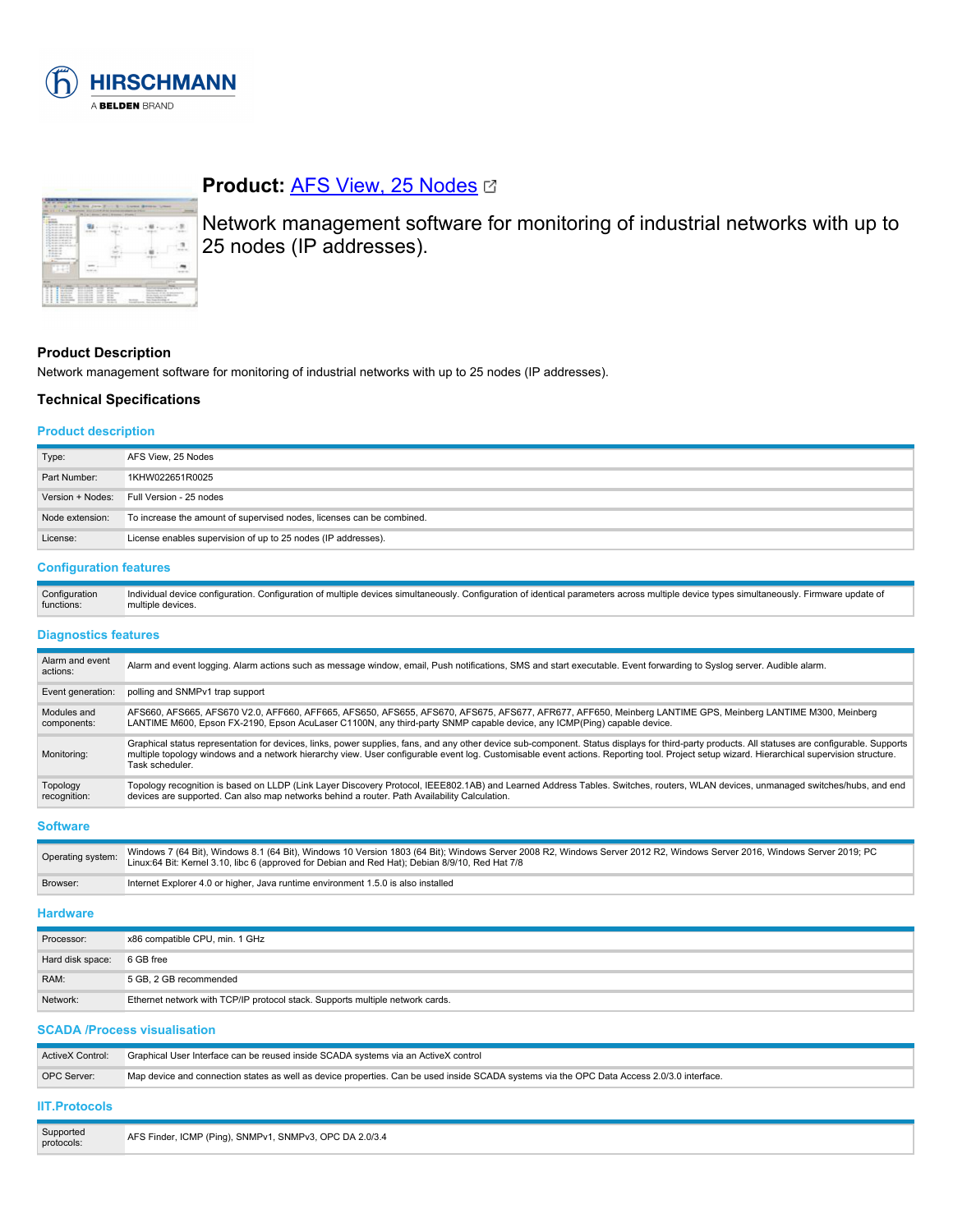# Product: AFS View, 25 Nodes

Network management software for monitoring of industrial networks with up to 25 nodes (IP addresses).

## Product Description

Network management software for monitoring of industrial networks with up to 25 nodes (IP addresses).

## Technical Specifications

### Product description

| | |
|---|---|
| Type: | AFS View, 25 Nodes |
| Part Number: | 1KHW022651R0025 |
| Version + Nodes: | Full Version - 25 nodes |
| Node extension: | To increase the amount of supervised nodes, licenses can be combined. |
| License: | License enables supervision of up to 25 nodes (IP addresses). |

### Configuration features

| | |
|---|---|
| Configuration functions: | Individual device configuration. Configuration of multiple devices simultaneously. Configuration of identical parameters across multiple device types simultaneously. Firmware update of multiple devices. |

### Diagnostics features

| | |
|---|---|
| Alarm and event actions: | Alarm and event logging. Alarm actions such as message window, email, Push notifications, SMS and start executable. Event forwarding to Syslog server. Audible alarm. |
| Event generation: | polling and SNMPv1 trap support |
| Modules and components: | AFS660, AFS665, AFS670 V2.0, AFF660, AFF665, AFS650, AFS655, AFS670, AFS675, AFS677, AFR677, AFF650, Meinberg LANTIME GPS, Meinberg LANTIME M300, Meinberg LANTIME M600, Epson FX-2190, Epson AcuLaser C1100N, any third-party SNMP capable device, any ICMP(Ping) capable device. |
| Monitoring: | Graphical status representation for devices, links, power supplies, fans, and any other device sub-component. Status displays for third-party products. All statuses are configurable. Supports multiple topology windows and a network hierarchy view. User configurable event log. Customisable event actions. Reporting tool. Project setup wizard. Hierarchical supervision structure. Task scheduler. |
| Topology recognition: | Topology recognition is based on LLDP (Link Layer Discovery Protocol, IEEE802.1AB) and Learned Address Tables. Switches, routers, WLAN devices, unmanaged switches/hubs, and end devices are supported. Can also map networks behind a router. Path Availability Calculation. |

### Software

| | |
|---|---|
| Operating system: | Windows 7 (64 Bit), Windows 8.1 (64 Bit), Windows 10 Version 1803 (64 Bit); Windows Server 2008 R2, Windows Server 2012 R2, Windows Server 2016, Windows Server 2019; PC Linux:64 Bit: Kernel 3.10, libc 6 (approved for Debian and Red Hat); Debian 8/9/10, Red Hat 7/8 |
| Browser: | Internet Explorer 4.0 or higher, Java runtime environment 1.5.0 is also installed |

### Hardware

| | |
|---|---|
| Processor: | x86 compatible CPU, min. 1 GHz |
| Hard disk space: | 6 GB free |
| RAM: | 5 GB, 2 GB recommended |
| Network: | Ethernet network with TCP/IP protocol stack. Supports multiple network cards. |

### SCADA /Process visualisation

| | |
|---|---|
| ActiveX Control: | Graphical User Interface can be reused inside SCADA systems via an ActiveX control |
| OPC Server: | Map device and connection states as well as device properties. Can be used inside SCADA systems via the OPC Data Access 2.0/3.0 interface. |

### IIT.Protocols

| | |
|---|---|
| Supported protocols: | AFS Finder, ICMP (Ping), SNMPv1, SNMPv3, OPC DA 2.0/3.4 |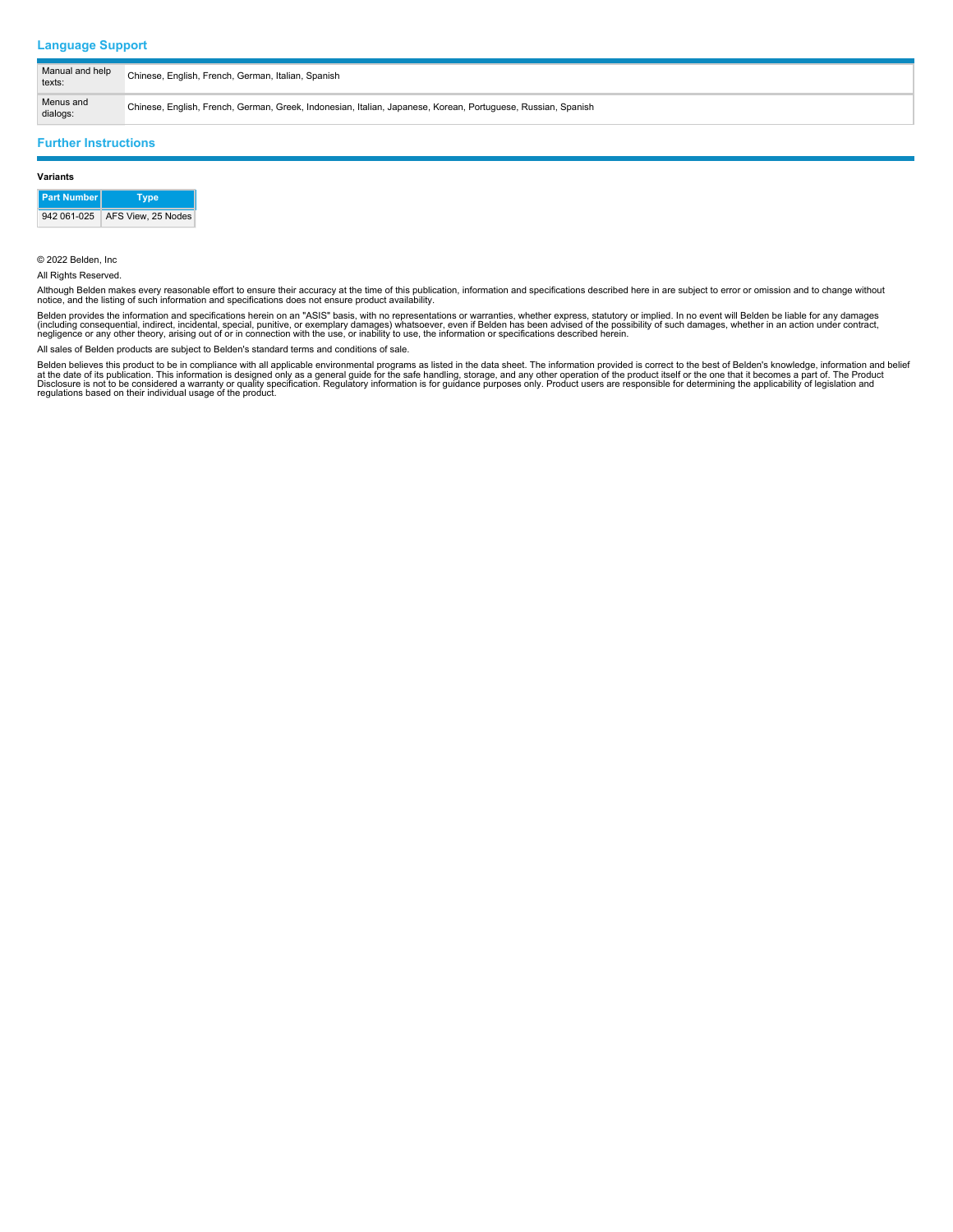## Language Support

| | |
|---|---|
| Manual and help texts: | Chinese, English, French, German, Italian, Spanish |
| Menus and dialogs: | Chinese, English, French, German, Greek, Indonesian, Italian, Japanese, Korean, Portuguese, Russian, Spanish |

## Further Instructions

**Variants**

| Part Number | Type |
|---|---|
| 942 061-025 | AFS View, 25 Nodes |

© 2022 Belden, Inc

All Rights Reserved.

Although Belden makes every reasonable effort to ensure their accuracy at the time of this publication, information and specifications described here in are subject to error or omission and to change without notice, and the listing of such information and specifications does not ensure product availability.

Belden provides the information and specifications herein on an "ASIS" basis, with no representations or warranties, whether express, statutory or implied. In no event will Belden be liable for any damages (including consequential, indirect, incidental, special, punitive, or exemplary damages) whatsoever, even if Belden has been advised of the possibility of such damages, whether in an action under contract, negligence or any other theory, arising out of or in connection with the use, or inability to use, the information or specifications described herein.

All sales of Belden products are subject to Belden's standard terms and conditions of sale.

Belden believes this product to be in compliance with all applicable environmental programs as listed in the data sheet. The information provided is correct to the best of Belden's knowledge, information and belief at the date of its publication. This information is designed only as a general guide for the safe handling, storage, and any other operation of the product itself or the one that it becomes a part of. The Product Disclosure is not to be considered a warranty or quality specification. Regulatory information is for guidance purposes only. Product users are responsible for determining the applicability of legislation and regulations based on their individual usage of the product.